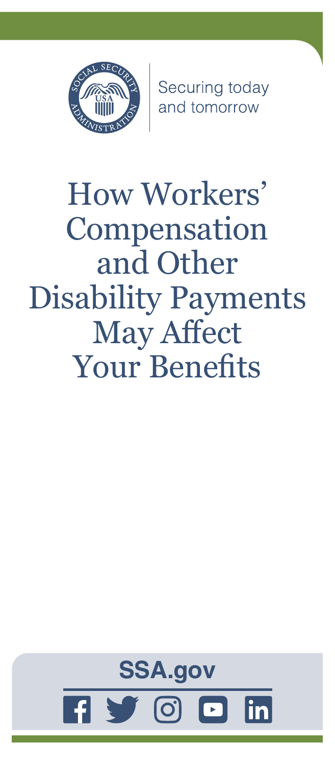Securing today and tomorrow

# How Workers' Compensation and Other Disability Payments May Affect Your Benefits

**SSA.gov**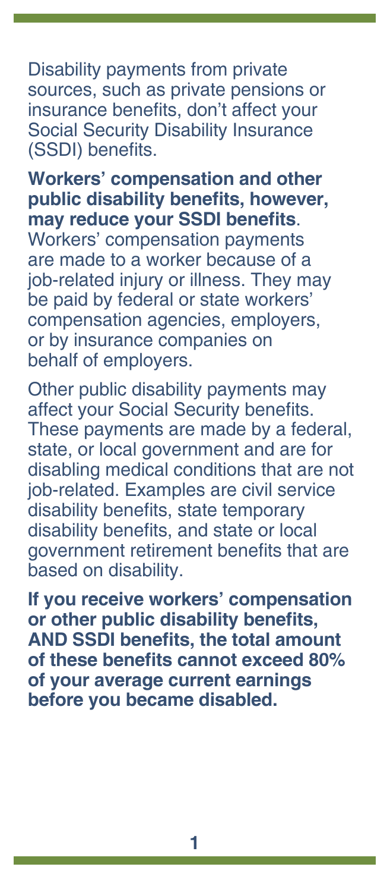Disability payments from private sources, such as private pensions or insurance benefits, don't affect your Social Security Disability Insurance (SSDI) benefits.

**Workers' compensation and other public disability benefits, however, may reduce your SSDI benefits**. Workers' compensation payments are made to a worker because of a job-related injury or illness. They may be paid by federal or state workers' compensation agencies, employers, or by insurance companies on behalf of employers.

Other public disability payments may affect your Social Security benefits. These payments are made by a federal, state, or local government and are for disabling medical conditions that are not job-related. Examples are civil service disability benefits, state temporary disability benefits, and state or local government retirement benefits that are based on disability.

**If you receive workers' compensation or other public disability benefits, AND SSDI benefits, the total amount of these benefits cannot exceed 80% of your average current earnings before you became disabled.**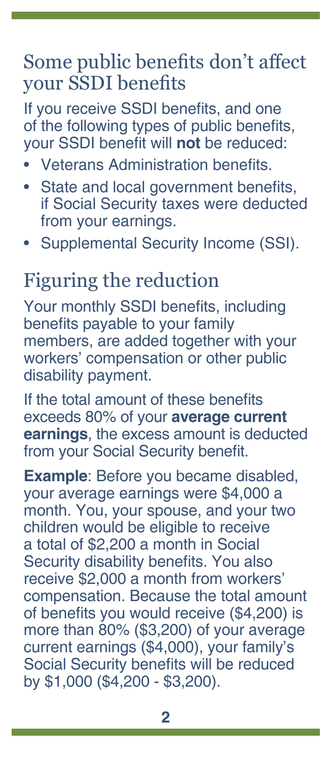## Some public benefits don't affect your SSDI benefits

If you receive SSDI benefits, and one of the following types of public benefits, your SSDI benefit will **not** be reduced:

- Veterans Administration benefits.
- State and local government benefits, if Social Security taxes were deducted from your earnings.
- Supplemental Security Income (SSI).

## Figuring the reduction

Your monthly SSDI benefits, including benefits payable to your family members, are added together with your workers' compensation or other public disability payment.

If the total amount of these benefits exceeds 80% of your **average current earnings**, the excess amount is deducted from your Social Security benefit.

**Example**: Before you became disabled, your average earnings were $4,000 a month. You, your spouse, and your two children would be eligible to receive a total of $2,200 a month in Social Security disability benefits. You also receive $2,000 a month from workers' compensation. Because the total amount of benefits you would receive ($4,200) is more than 80% ($3,200) of your average current earnings ($4,000), your family's Social Security benefits will be reduced by $1,000 ($4,200 - $3,200).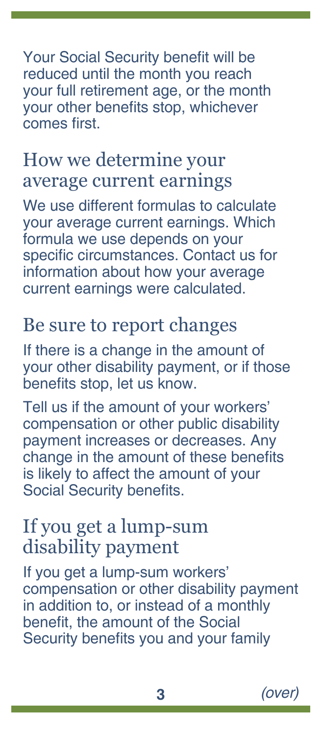Your Social Security benefit will be reduced until the month you reach your full retirement age, or the month your other benefits stop, whichever comes first.

## How we determine your average current earnings

We use different formulas to calculate your average current earnings. Which formula we use depends on your specific circumstances. Contact us for information about how your average current earnings were calculated.

## Be sure to report changes

If there is a change in the amount of your other disability payment, or if those benefits stop, let us know.

Tell us if the amount of your workers' compensation or other public disability payment increases or decreases. Any change in the amount of these benefits is likely to affect the amount of your Social Security benefits.

## If you get a lump-sum disability payment

If you get a lump-sum workers' compensation or other disability payment in addition to, or instead of a monthly benefit, the amount of the Social Security benefits you and your family

*(over)*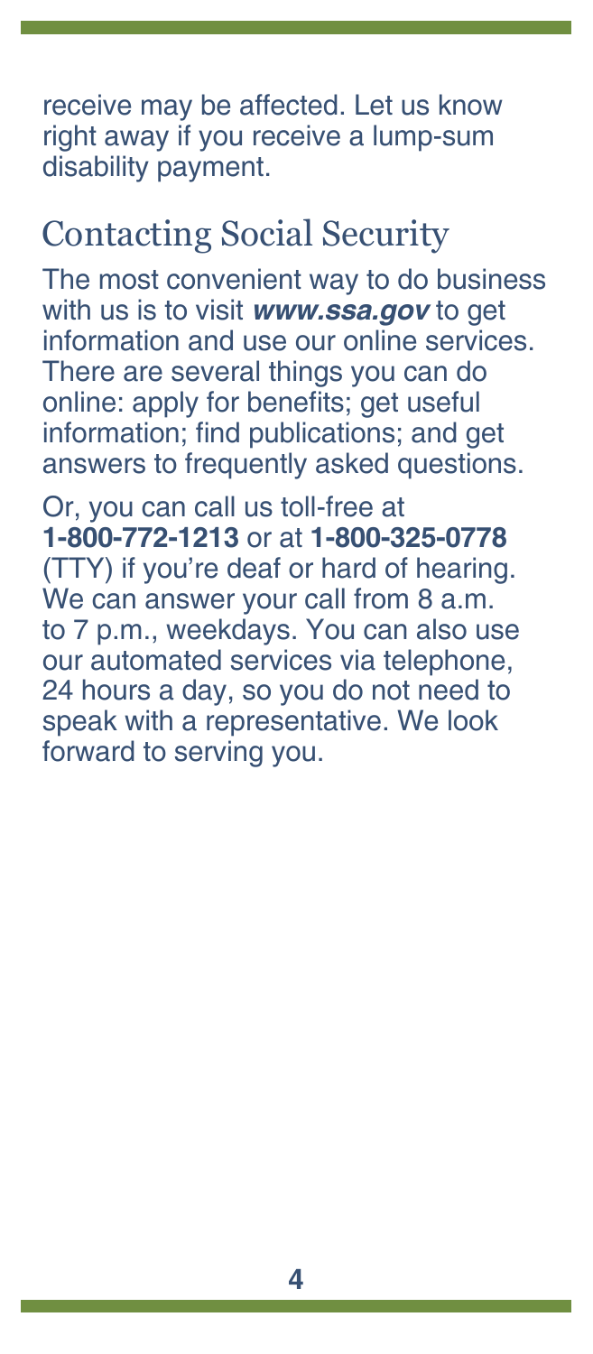receive may be affected. Let us know right away if you receive a lump-sum disability payment.

## Contacting Social Security

The most convenient way to do business with us is to visit ***www.ssa.gov*** to get information and use our online services. There are several things you can do online: apply for benefits; get useful information; find publications; and get answers to frequently asked questions.

Or, you can call us toll-free at **1-800-772-1213** or at **1-800-325-0778** (TTY) if you're deaf or hard of hearing. We can answer your call from 8 a.m. to 7 p.m., weekdays. You can also use our automated services via telephone, 24 hours a day, so you do not need to speak with a representative. We look forward to serving you.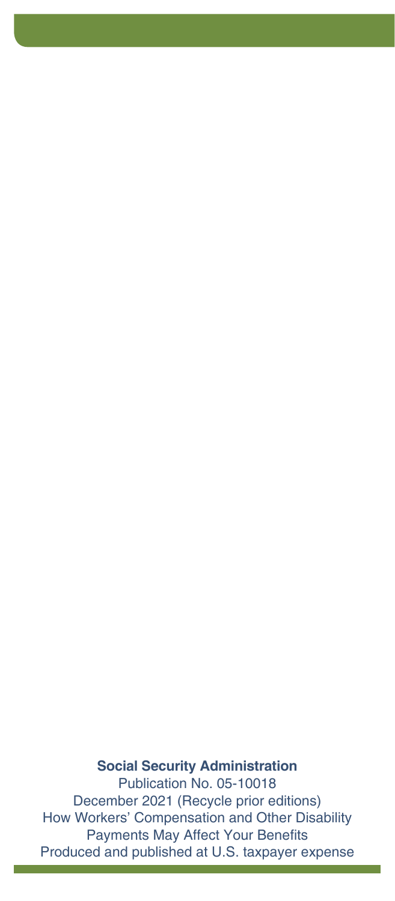**Social Security Administration**

Publication No. 05-10018

December 2021 (Recycle prior editions)

How Workers' Compensation and Other Disability Payments May Affect Your Benefits

Produced and published at U.S. taxpayer expense